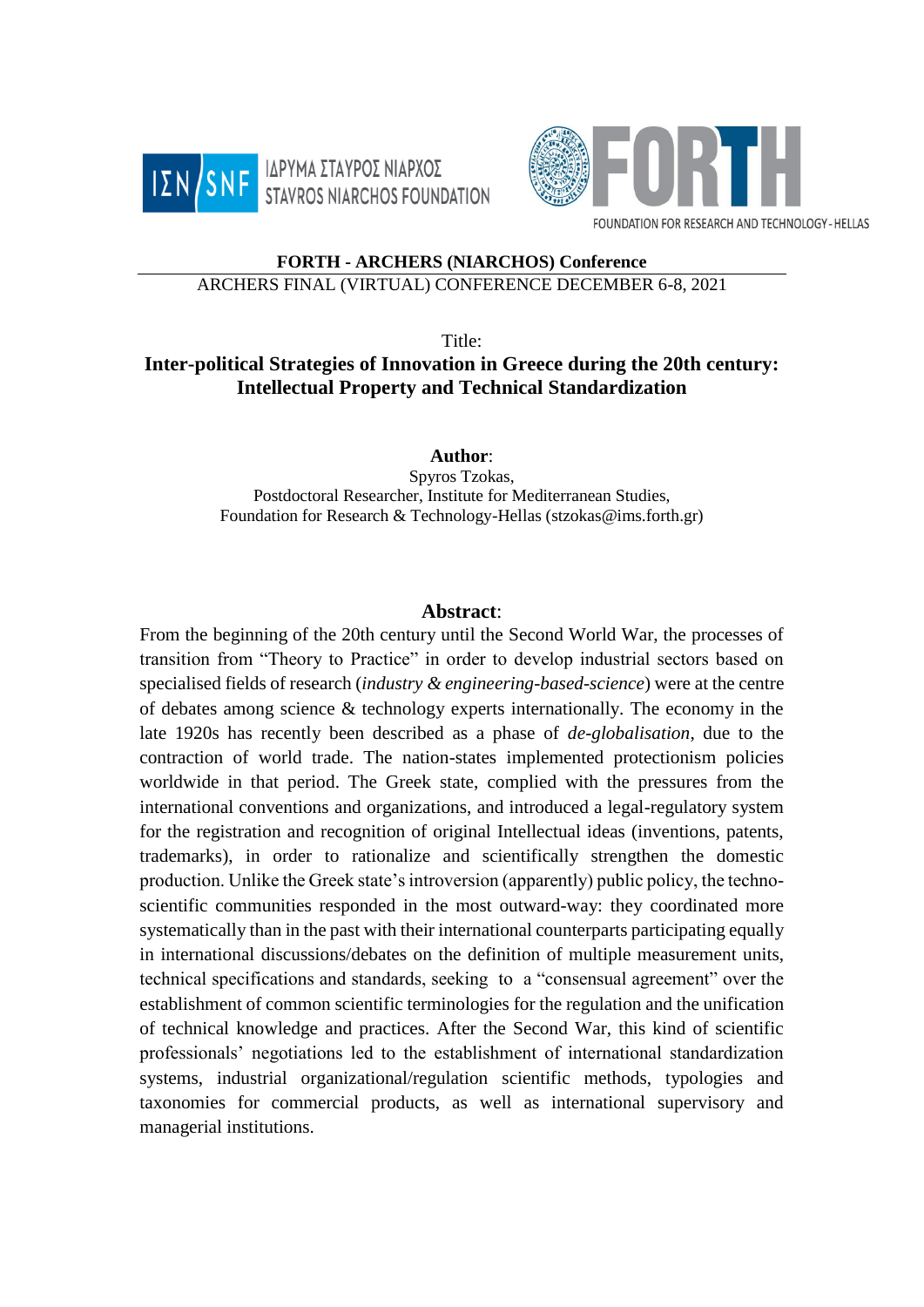ΙΔΡΥΜΑ ΣΤΑΥΡΟΣ ΝΙΑΡΧΟΣ
STAVROS NIARCHOS FOUNDATION

FORTH
FOUNDATION FOR RESEARCH AND TECHNOLOGY - HELLAS

**FORTH - ARCHERS (NIARCHOS) Conference**

ARCHERS FINAL (VIRTUAL) CONFERENCE DECEMBER 6-8, 2021

Title:

# Inter-political Strategies of Innovation in Greece during the 20th century: Intellectual Property and Technical Standardization

**Author**:

Spyros Tzokas,
Postdoctoral Researcher, Institute for Mediterranean Studies,
Foundation for Research & Technology-Hellas (stzokas@ims.forth.gr)

## Abstract:

From the beginning of the 20th century until the Second World War, the processes of transition from "Theory to Practice" in order to develop industrial sectors based on specialised fields of research (*industry & engineering-based-science*) were at the centre of debates among science & technology experts internationally. The economy in the late 1920s has recently been described as a phase of *de-globalisation*, due to the contraction of world trade. The nation-states implemented protectionism policies worldwide in that period. The Greek state, complied with the pressures from the international conventions and organizations, and introduced a legal-regulatory system for the registration and recognition of original Intellectual ideas (inventions, patents, trademarks), in order to rationalize and scientifically strengthen the domestic production. Unlike the Greek state's introversion (apparently) public policy, the techno-scientific communities responded in the most outward-way: they coordinated more systematically than in the past with their international counterparts participating equally in international discussions/debates on the definition of multiple measurement units, technical specifications and standards, seeking to a "consensual agreement" over the establishment of common scientific terminologies for the regulation and the unification of technical knowledge and practices. After the Second War, this kind of scientific professionals' negotiations led to the establishment of international standardization systems, industrial organizational/regulation scientific methods, typologies and taxonomies for commercial products, as well as international supervisory and managerial institutions.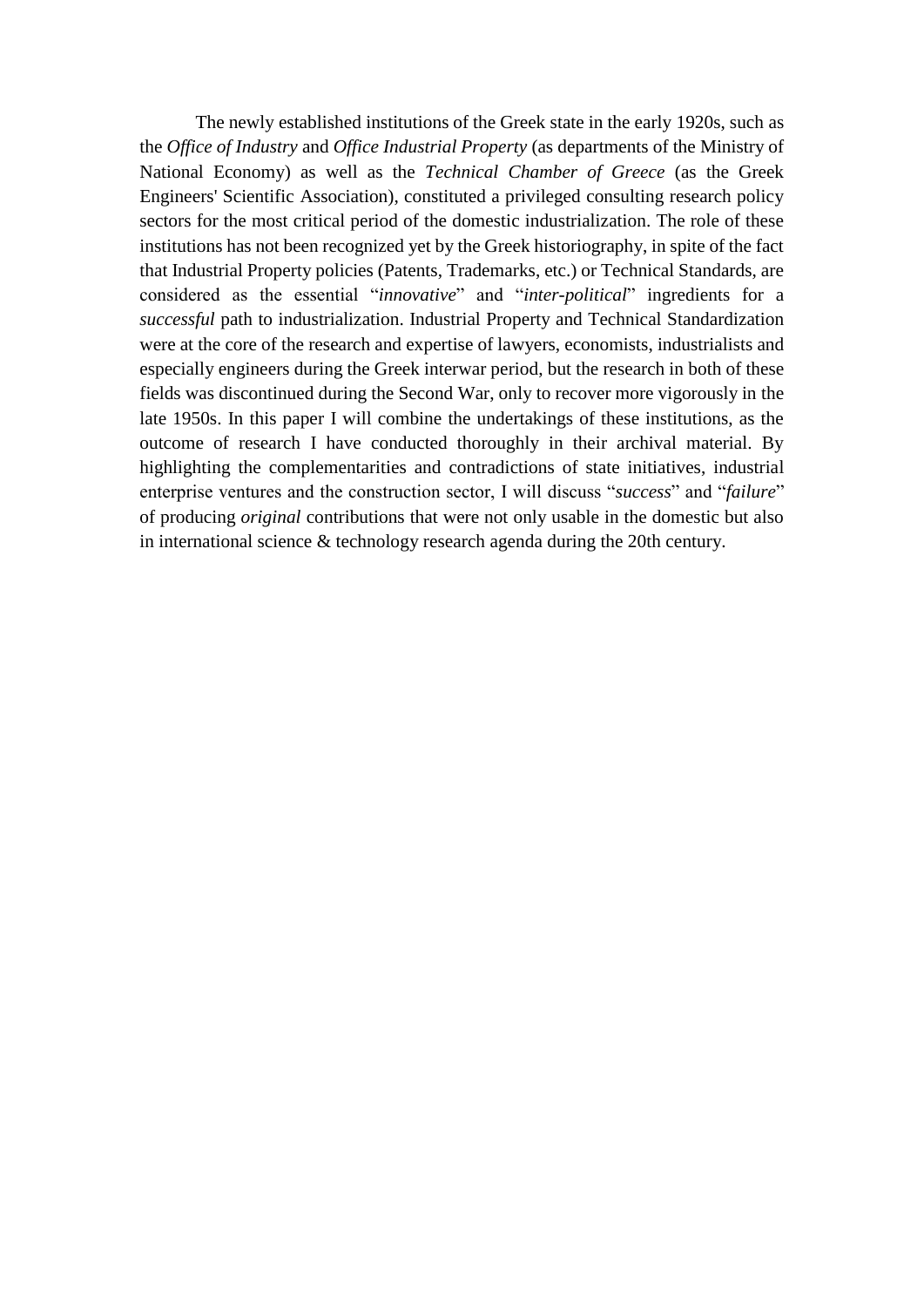The newly established institutions of the Greek state in the early 1920s, such as the *Office of Industry* and *Office Industrial Property* (as departments of the Ministry of National Economy) as well as the *Technical Chamber of Greece* (as the Greek Engineers' Scientific Association), constituted a privileged consulting research policy sectors for the most critical period of the domestic industrialization. The role of these institutions has not been recognized yet by the Greek historiography, in spite of the fact that Industrial Property policies (Patents, Trademarks, etc.) or Technical Standards, are considered as the essential "*innovative*" and "*inter-political*" ingredients for a *successful* path to industrialization. Industrial Property and Technical Standardization were at the core of the research and expertise of lawyers, economists, industrialists and especially engineers during the Greek interwar period, but the research in both of these fields was discontinued during the Second War, only to recover more vigorously in the late 1950s. In this paper I will combine the undertakings of these institutions, as the outcome of research I have conducted thoroughly in their archival material. By highlighting the complementarities and contradictions of state initiatives, industrial enterprise ventures and the construction sector, I will discuss "*success*" and "*failure*" of producing *original* contributions that were not only usable in the domestic but also in international science & technology research agenda during the 20th century.